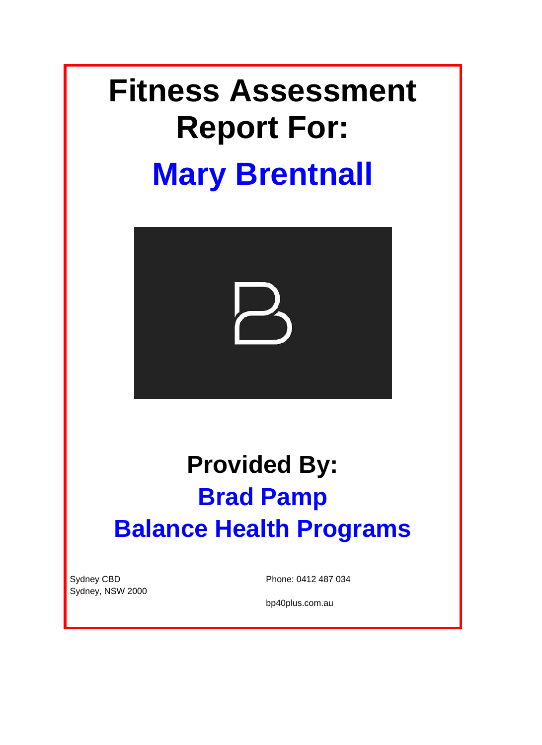# Fitness Assessment Report For:

# Mary Brentnall

## Provided By:

## Brad Pamp

## Balance Health Programs

Sydney CBD
Sydney, NSW 2000

Phone: 0412 487 034

bp40plus.com.au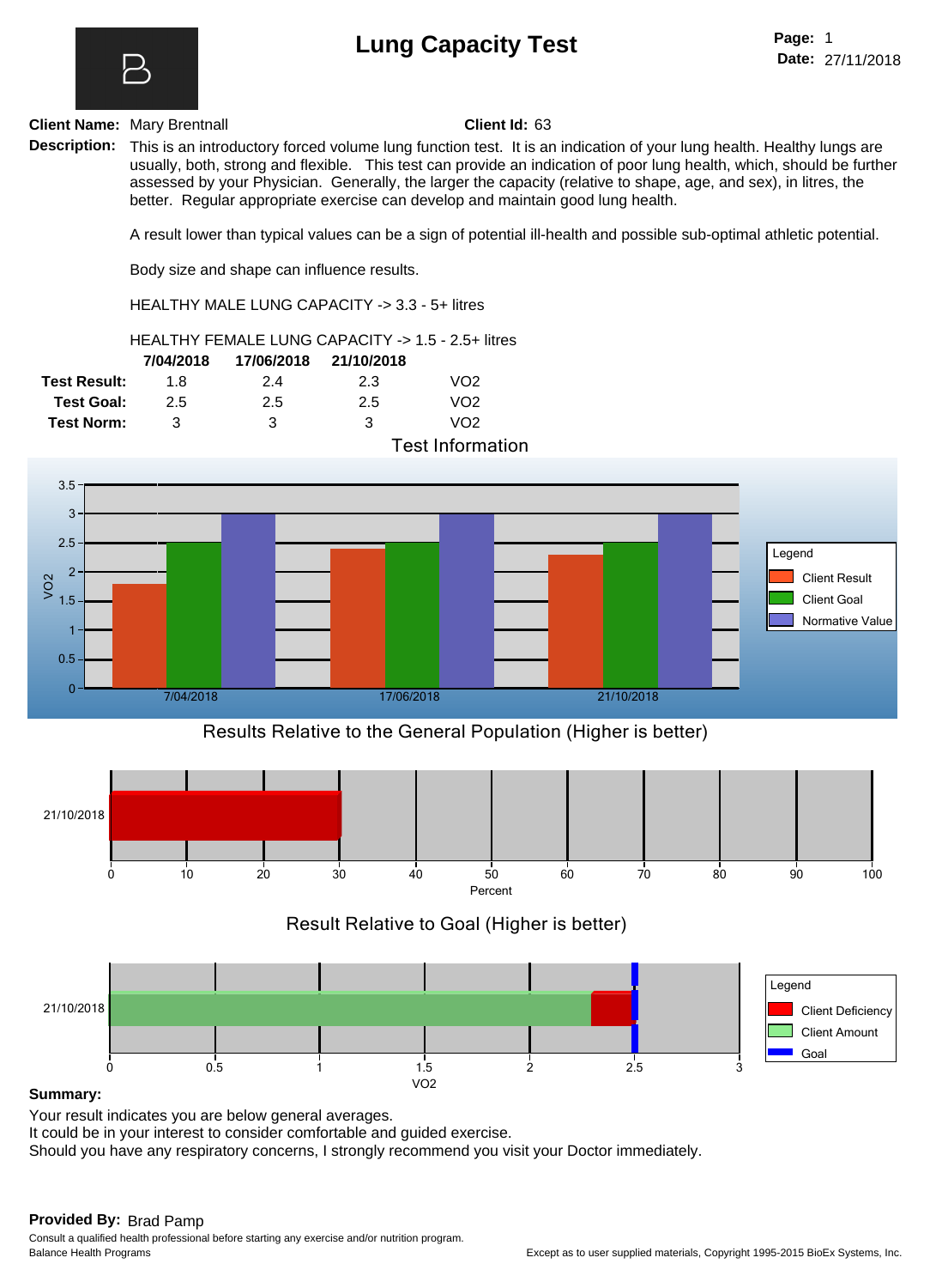# Lung Capacity Test

**Page:** 1
**Date:** 27/11/2018

**Client Name:** Mary Brentnall **Client Id:** 63

**Description:** This is an introductory forced volume lung function test. It is an indication of your lung health. Healthy lungs are usually, both, strong and flexible. This test can provide an indication of poor lung health, which, should be further assessed by your Physician. Generally, the larger the capacity (relative to shape, age, and sex), in litres, the better. Regular appropriate exercise can develop and maintain good lung health.

A result lower than typical values can be a sign of potential ill-health and possible sub-optimal athletic potential.

Body size and shape can influence results.

HEALTHY MALE LUNG CAPACITY -> 3.3 - 5+ litres

HEALTHY FEMALE LUNG CAPACITY -> 1.5 - 2.5+ litres

| | 7/04/2018 | 17/06/2018 | 21/10/2018 | |
|---|---|---|---|---|
| **Test Result:** | 1.8 | 2.4 | 2.3 | VO2 |
| **Test Goal:** | 2.5 | 2.5 | 2.5 | VO2 |
| **Test Norm:** | 3 | 3 | 3 | VO2 |

Test Information

Results Relative to the General Population (Higher is better)

Result Relative to Goal (Higher is better)

**Summary:**

Your result indicates you are below general averages.
It could be in your interest to consider comfortable and guided exercise.
Should you have any respiratory concerns, I strongly recommend you visit your Doctor immediately.

**Provided By:** Brad Pamp

Consult a qualified health professional before starting any exercise and/or nutrition program.
Balance Health Programs

Except as to user supplied materials, Copyright 1995-2015 BioEx Systems, Inc.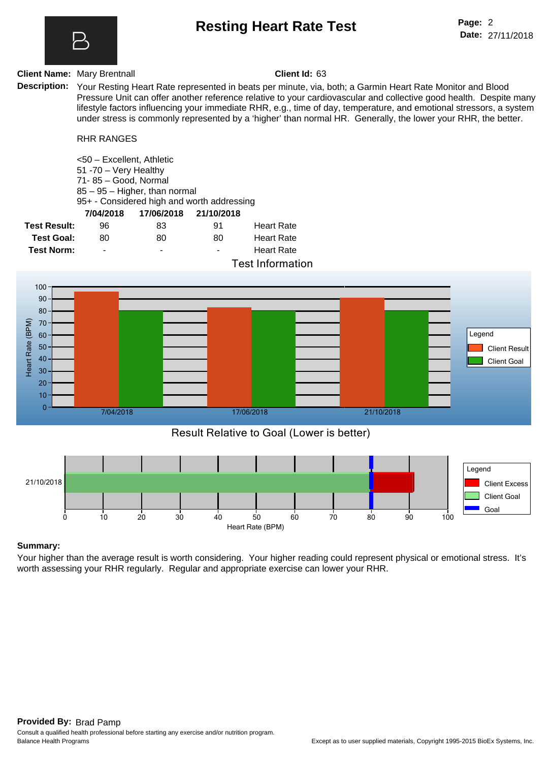# Resting Heart Rate Test

**Page:** 2
**Date:** 27/11/2018

**Client Name:** Mary Brentnall **Client Id:** 63

**Description:** Your Resting Heart Rate represented in beats per minute, via, both; a Garmin Heart Rate Monitor and Blood Pressure Unit can offer another reference relative to your cardiovascular and collective good health. Despite many lifestyle factors influencing your immediate RHR, e.g., time of day, temperature, and emotional stressors, a system under stress is commonly represented by a 'higher' than normal HR. Generally, the lower your RHR, the better.

RHR RANGES

<50 – Excellent, Athletic
51 -70 – Very Healthy
71- 85 – Good, Normal
85 – 95 – Higher, than normal
95+ - Considered high and worth addressing

| | 7/04/2018 | 17/06/2018 | 21/10/2018 | |
|---|---|---|---|---|
| **Test Result:** | 96 | 83 | 91 | Heart Rate |
| **Test Goal:** | 80 | 80 | 80 | Heart Rate |
| **Test Norm:** | - | - | - | Heart Rate |

Test Information

Result Relative to Goal (Lower is better)

**Summary:**
Your higher than the average result is worth considering. Your higher reading could represent physical or emotional stress. It's worth assessing your RHR regularly. Regular and appropriate exercise can lower your RHR.

**Provided By:** Brad Pamp
Consult a qualified health professional before starting any exercise and/or nutrition program.
Balance Health Programs

Except as to user supplied materials, Copyright 1995-2015 BioEx Systems, Inc.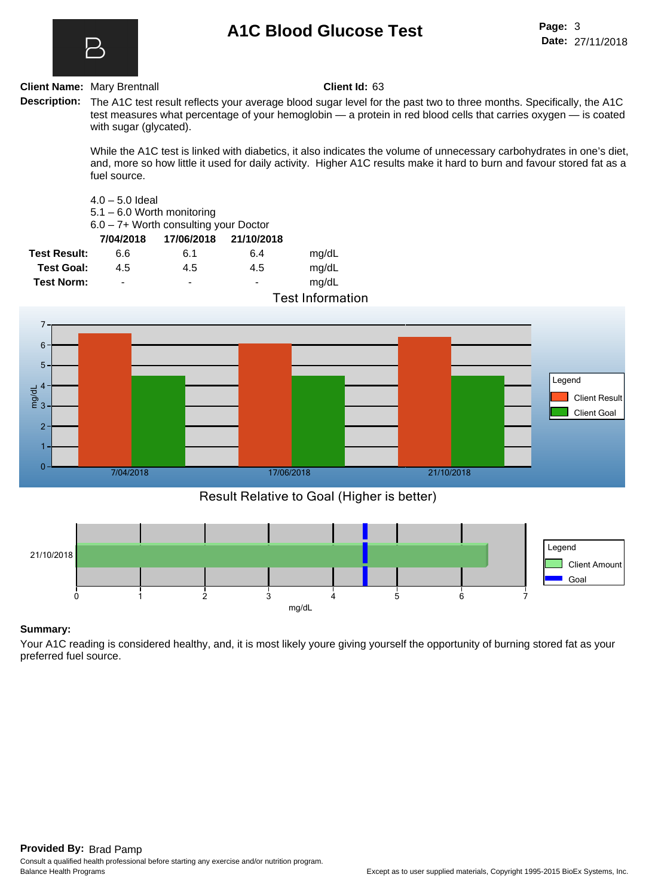# A1C Blood Glucose Test

**Page:** 3
**Date:** 27/11/2018

**Client Name:** Mary Brentnall **Client Id:** 63

**Description:** The A1C test result reflects your average blood sugar level for the past two to three months. Specifically, the A1C test measures what percentage of your hemoglobin — a protein in red blood cells that carries oxygen — is coated with sugar (glycated).

While the A1C test is linked with diabetics, it also indicates the volume of unnecessary carbohydrates in one's diet, and, more so how little it used for daily activity. Higher A1C results make it hard to burn and favour stored fat as a fuel source.

4.0 – 5.0 Ideal
5.1 – 6.0 Worth monitoring
6.0 – 7+ Worth consulting your Doctor

| | 7/04/2018 | 17/06/2018 | 21/10/2018 | |
|---|---|---|---|---|
| **Test Result:** | 6.6 | 6.1 | 6.4 | mg/dL |
| **Test Goal:** | 4.5 | 4.5 | 4.5 | mg/dL |
| **Test Norm:** | - | - | - | mg/dL |

Test Information

Result Relative to Goal (Higher is better)

**Summary:**
Your A1C reading is considered healthy, and, it is most likely youre giving yourself the opportunity of burning stored fat as your preferred fuel source.

**Provided By:** Brad Pamp
Consult a qualified health professional before starting any exercise and/or nutrition program.
Balance Health Programs

Except as to user supplied materials, Copyright 1995-2015 BioEx Systems, Inc.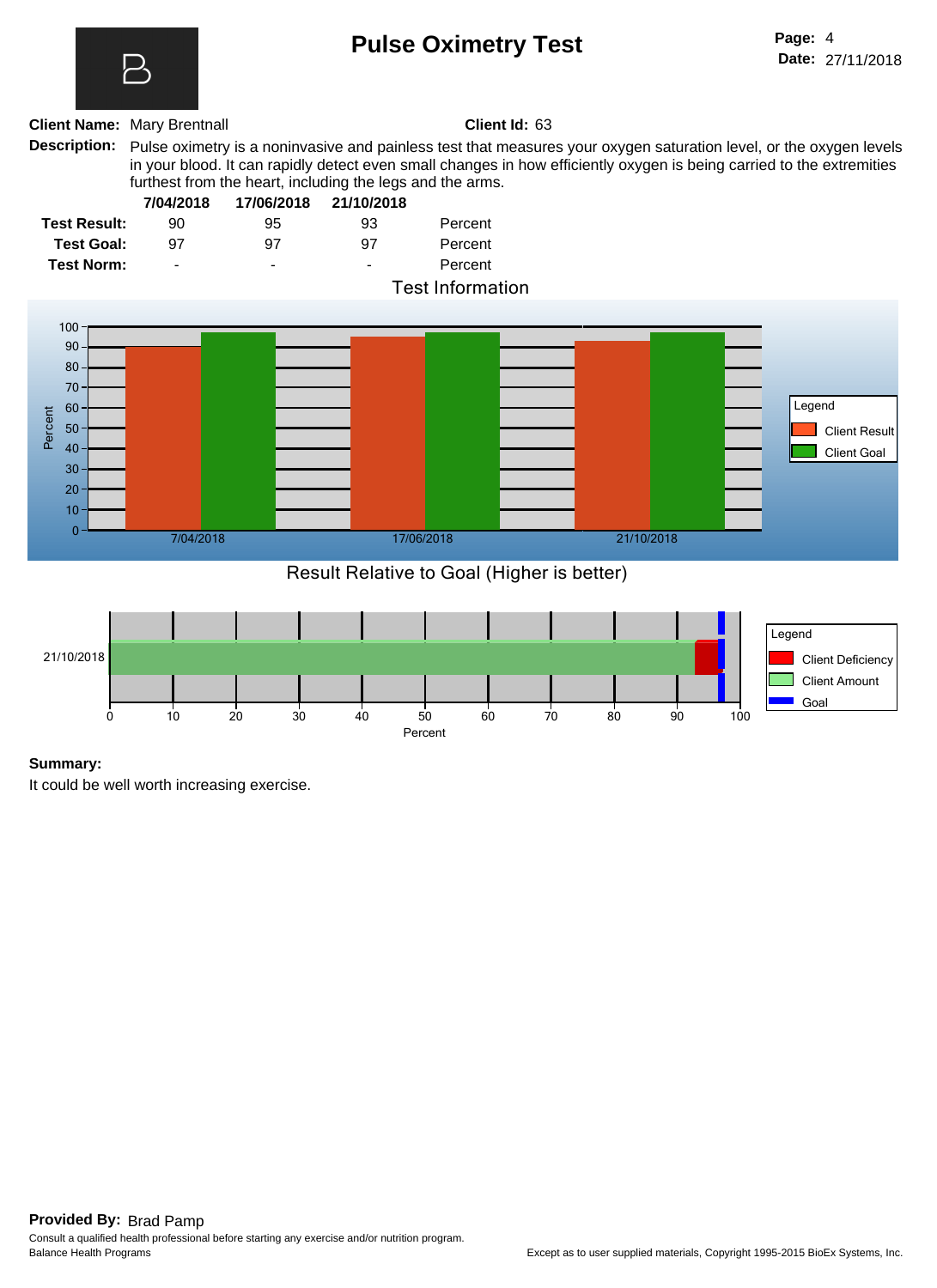# Pulse Oximetry Test

**Page:** 4
**Date:** 27/11/2018

**Client Name:** Mary Brentnall **Client Id:** 63

**Description:** Pulse oximetry is a noninvasive and painless test that measures your oxygen saturation level, or the oxygen levels in your blood. It can rapidly detect even small changes in how efficiently oxygen is being carried to the extremities furthest from the heart, including the legs and the arms.

| | 7/04/2018 | 17/06/2018 | 21/10/2018 | |
|---|---|---|---|---|
| **Test Result:** | 90 | 95 | 93 | Percent |
| **Test Goal:** | 97 | 97 | 97 | Percent |
| **Test Norm:** | - | - | - | Percent |

Test Information

Result Relative to Goal (Higher is better)

**Summary:**

It could be well worth increasing exercise.

**Provided By:** Brad Pamp

Consult a qualified health professional before starting any exercise and/or nutrition program.

Balance Health Programs

Except as to user supplied materials, Copyright 1995-2015 BioEx Systems, Inc.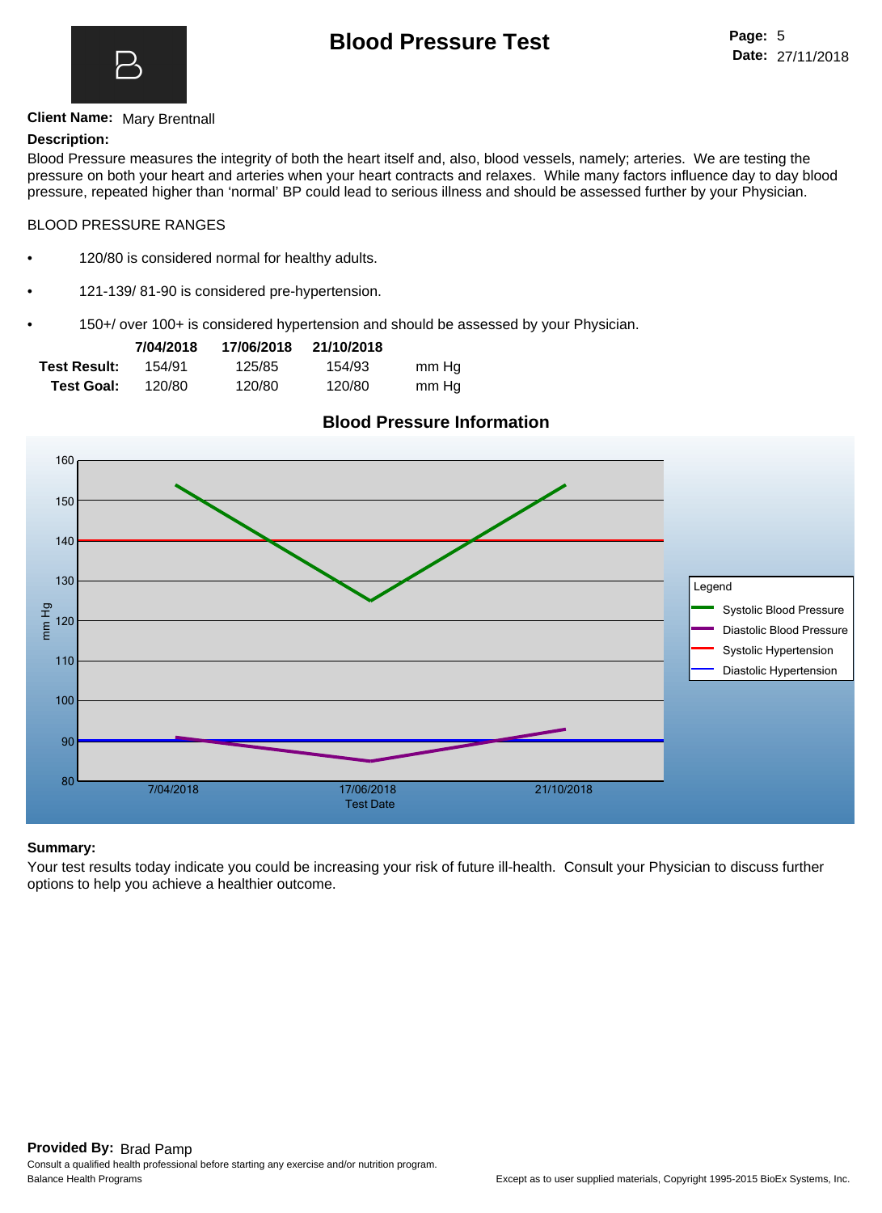# Blood Pressure Test

**Page:** 5
**Date:** 27/11/2018

**Client Name:** Mary Brentnall

**Description:**

Blood Pressure measures the integrity of both the heart itself and, also, blood vessels, namely; arteries. We are testing the pressure on both your heart and arteries when your heart contracts and relaxes. While many factors influence day to day blood pressure, repeated higher than 'normal' BP could lead to serious illness and should be assessed further by your Physician.

BLOOD PRESSURE RANGES

- 120/80 is considered normal for healthy adults.
- 121-139/ 81-90 is considered pre-hypertension.
- 150+/ over 100+ is considered hypertension and should be assessed by your Physician.

| | 7/04/2018 | 17/06/2018 | 21/10/2018 | |
|---|---|---|---|---|
| **Test Result:** | 154/91 | 125/85 | 154/93 | mm Hg |
| **Test Goal:** | 120/80 | 120/80 | 120/80 | mm Hg |

## Blood Pressure Information

160
150
140
130
120
110
100
90
80

mm Hg

7/04/2018
17/06/2018
21/10/2018

Test Date

Legend
Systolic Blood Pressure
Diastolic Blood Pressure
Systolic Hypertension
Diastolic Hypertension

**Summary:**

Your test results today indicate you could be increasing your risk of future ill-health. Consult your Physician to discuss further options to help you achieve a healthier outcome.

**Provided By:** Brad Pamp

Consult a qualified health professional before starting any exercise and/or nutrition program.

Balance Health Programs

Except as to user supplied materials, Copyright 1995-2015 BioEx Systems, Inc.